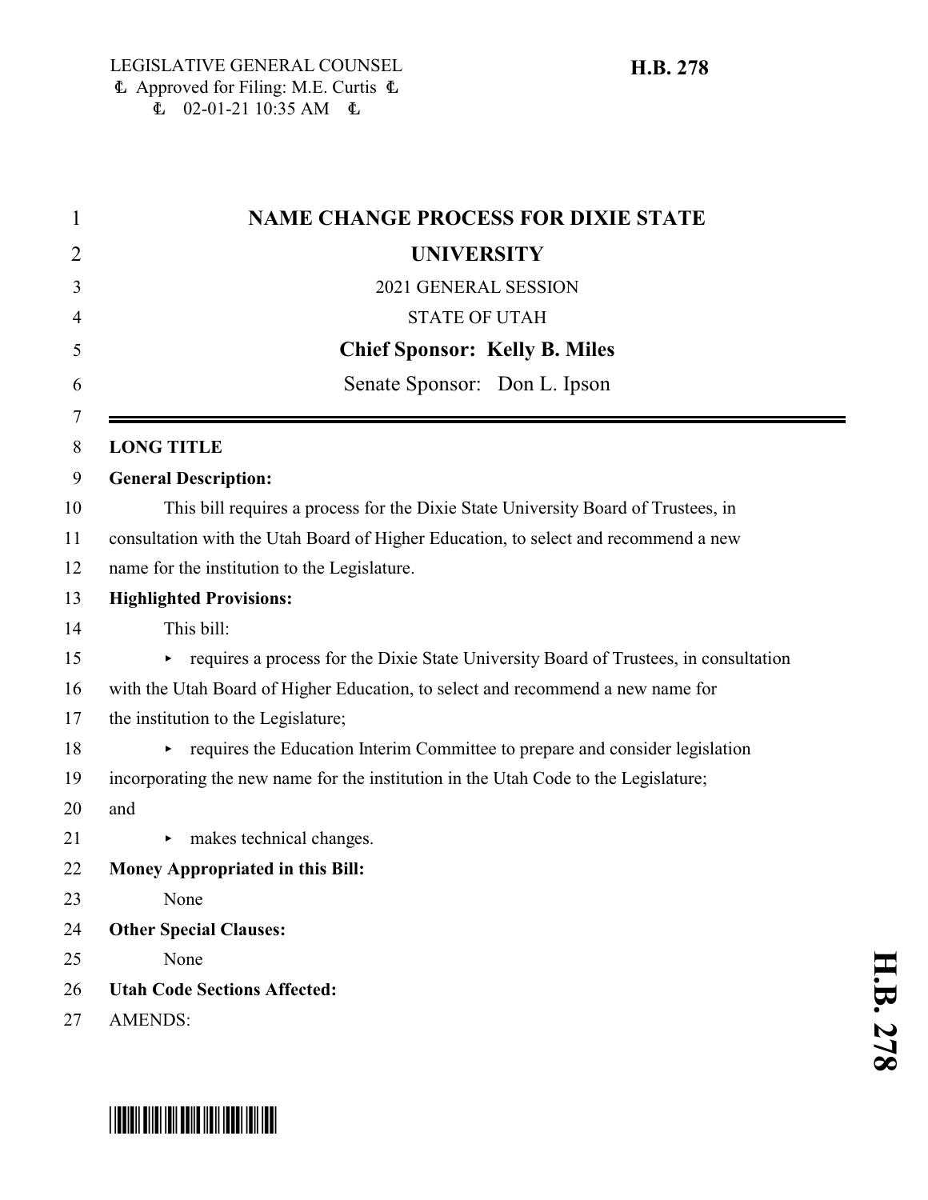LEGISLATIVE GENERAL COUNSEL
Approved for Filing: M.E. Curtis
02-01-21 10:35 AM

**H.B. 278**

# NAME CHANGE PROCESS FOR DIXIE STATE UNIVERSITY

2021 GENERAL SESSION

STATE OF UTAH

**Chief Sponsor: Kelly B. Miles**

Senate Sponsor: Don L. Ipson

---

**LONG TITLE**

**General Description:**

This bill requires a process for the Dixie State University Board of Trustees, in consultation with the Utah Board of Higher Education, to select and recommend a new name for the institution to the Legislature.

**Highlighted Provisions:**

This bill:

- requires a process for the Dixie State University Board of Trustees, in consultation with the Utah Board of Higher Education, to select and recommend a new name for the institution to the Legislature;
- requires the Education Interim Committee to prepare and consider legislation incorporating the new name for the institution in the Utah Code to the Legislature; and
- makes technical changes.

**Money Appropriated in this Bill:**

None

**Other Special Clauses:**

None

**Utah Code Sections Affected:**

AMENDS: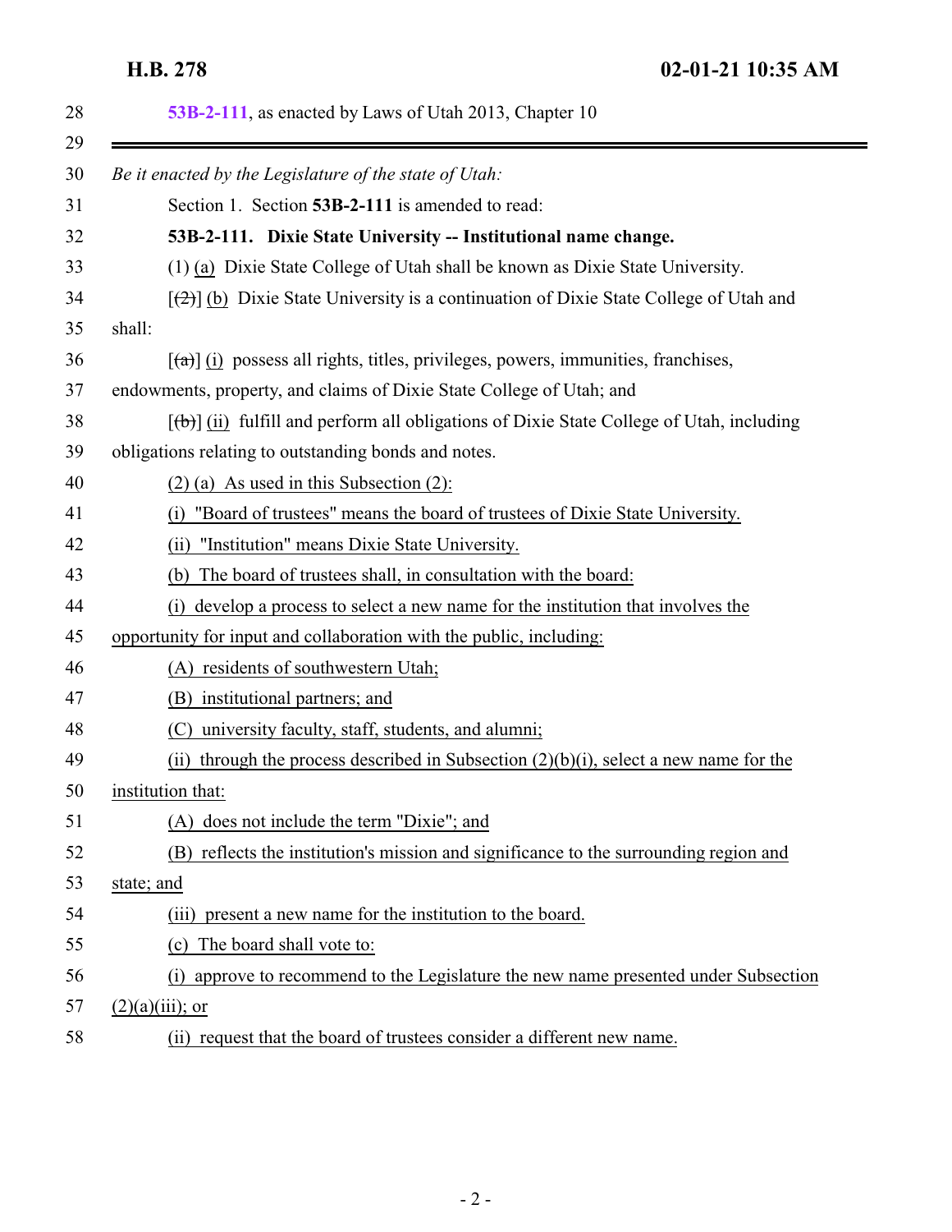53B-2-111, as enacted by Laws of Utah 2013, Chapter 10

---

*Be it enacted by the Legislature of the state of Utah:*

Section 1. Section **53B-2-111** is amended to read:

**53B-2-111. Dixie State University -- Institutional name change.**

(1) (a) Dixie State College of Utah shall be known as Dixie State University.

[~~(2)~~] (b) Dixie State University is a continuation of Dixie State College of Utah and shall:

[~~(a)~~] (i) possess all rights, titles, privileges, powers, immunities, franchises, endowments, property, and claims of Dixie State College of Utah; and

[~~(b)~~] (ii) fulfill and perform all obligations of Dixie State College of Utah, including obligations relating to outstanding bonds and notes.

(2) (a) As used in this Subsection (2):

(i) "Board of trustees" means the board of trustees of Dixie State University.

(ii) "Institution" means Dixie State University.

(b) The board of trustees shall, in consultation with the board:

(i) develop a process to select a new name for the institution that involves the opportunity for input and collaboration with the public, including:

(A) residents of southwestern Utah;

(B) institutional partners; and

(C) university faculty, staff, students, and alumni;

(ii) through the process described in Subsection (2)(b)(i), select a new name for the institution that:

(A) does not include the term "Dixie"; and

(B) reflects the institution's mission and significance to the surrounding region and state; and

(iii) present a new name for the institution to the board.

(c) The board shall vote to:

(i) approve to recommend to the Legislature the new name presented under Subsection (2)(a)(iii); or

(ii) request that the board of trustees consider a different new name.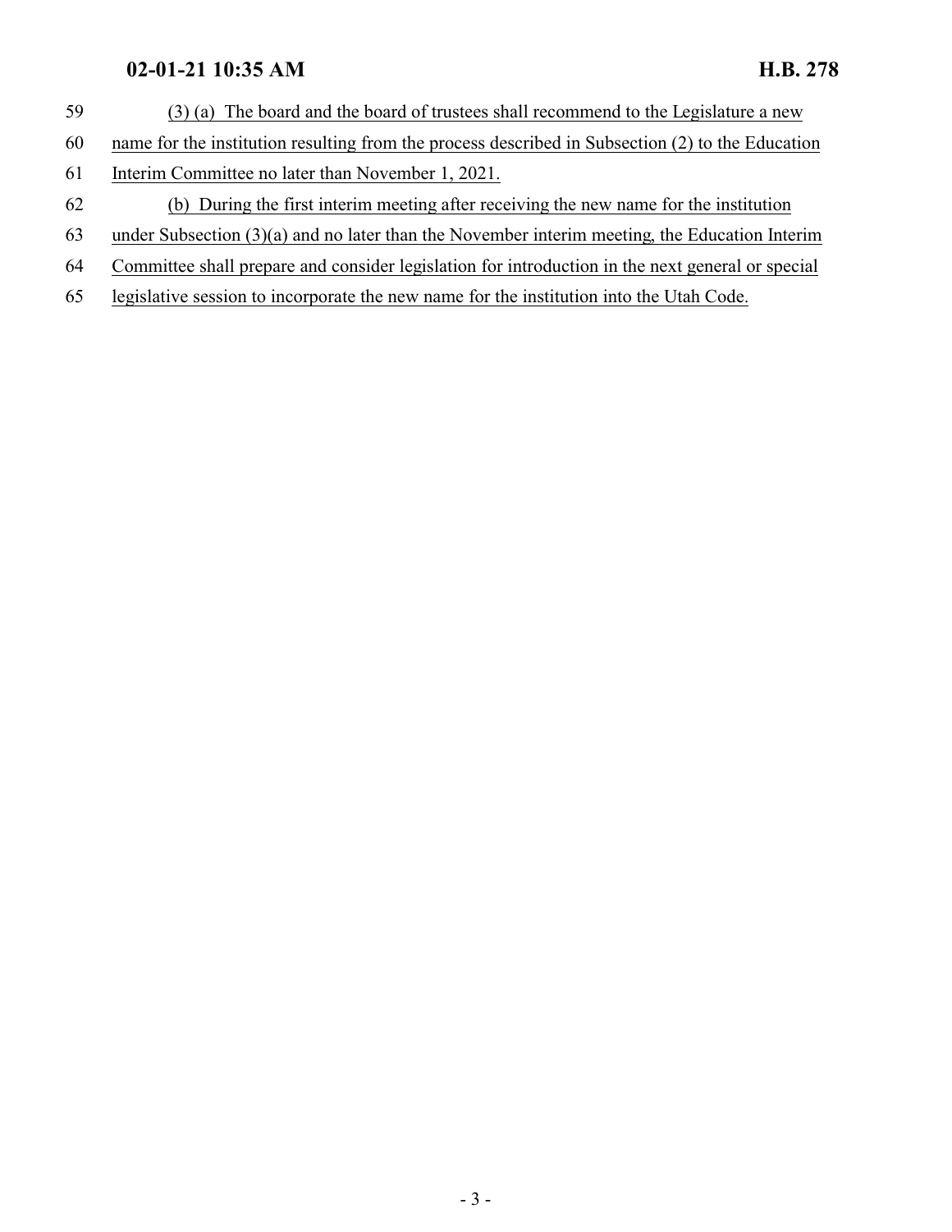(3) (a) The board and the board of trustees shall recommend to the Legislature a new name for the institution resulting from the process described in Subsection (2) to the Education Interim Committee no later than November 1, 2021.

(b) During the first interim meeting after receiving the new name for the institution under Subsection (3)(a) and no later than the November interim meeting, the Education Interim Committee shall prepare and consider legislation for introduction in the next general or special legislative session to incorporate the new name for the institution into the Utah Code.